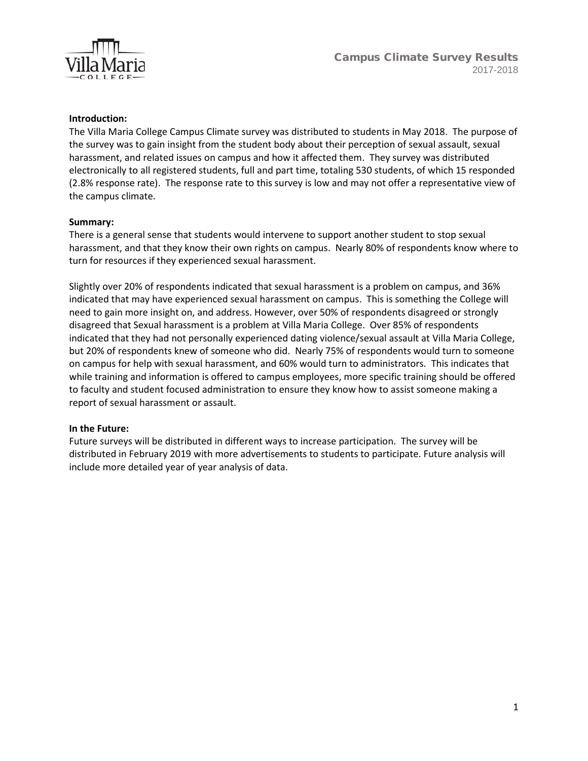# Campus Climate Survey Results

2017-2018

**Introduction:**

The Villa Maria College Campus Climate survey was distributed to students in May 2018. The purpose of the survey was to gain insight from the student body about their perception of sexual assault, sexual harassment, and related issues on campus and how it affected them. They survey was distributed electronically to all registered students, full and part time, totaling 530 students, of which 15 responded (2.8% response rate). The response rate to this survey is low and may not offer a representative view of the campus climate.

**Summary:**

There is a general sense that students would intervene to support another student to stop sexual harassment, and that they know their own rights on campus. Nearly 80% of respondents know where to turn for resources if they experienced sexual harassment.

Slightly over 20% of respondents indicated that sexual harassment is a problem on campus, and 36% indicated that may have experienced sexual harassment on campus. This is something the College will need to gain more insight on, and address. However, over 50% of respondents disagreed or strongly disagreed that Sexual harassment is a problem at Villa Maria College. Over 85% of respondents indicated that they had not personally experienced dating violence/sexual assault at Villa Maria College, but 20% of respondents knew of someone who did. Nearly 75% of respondents would turn to someone on campus for help with sexual harassment, and 60% would turn to administrators. This indicates that while training and information is offered to campus employees, more specific training should be offered to faculty and student focused administration to ensure they know how to assist someone making a report of sexual harassment or assault.

**In the Future:**

Future surveys will be distributed in different ways to increase participation. The survey will be distributed in February 2019 with more advertisements to students to participate. Future analysis will include more detailed year of year analysis of data.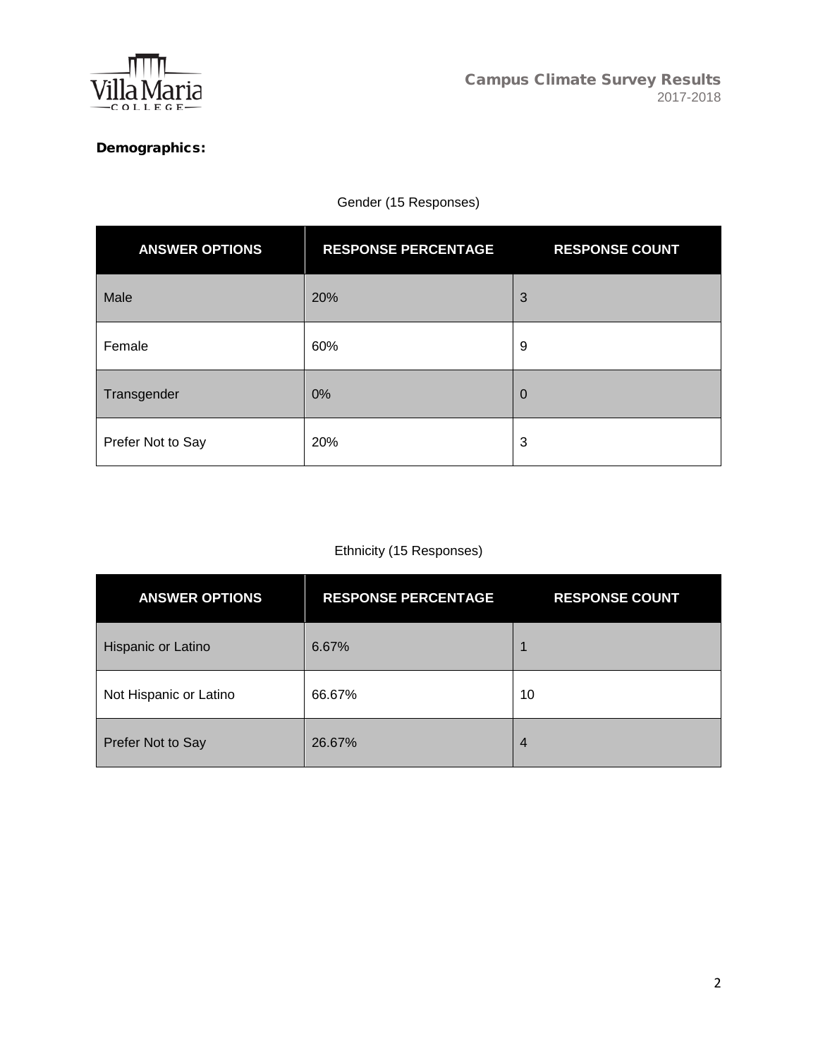**Demographics:**

Gender (15 Responses)

| ANSWER OPTIONS | RESPONSE PERCENTAGE | RESPONSE COUNT |
|---|---|---|
| Male | 20% | 3 |
| Female | 60% | 9 |
| Transgender | 0% | 0 |
| Prefer Not to Say | 20% | 3 |

Ethnicity (15 Responses)

| ANSWER OPTIONS | RESPONSE PERCENTAGE | RESPONSE COUNT |
|---|---|---|
| Hispanic or Latino | 6.67% | 1 |
| Not Hispanic or Latino | 66.67% | 10 |
| Prefer Not to Say | 26.67% | 4 |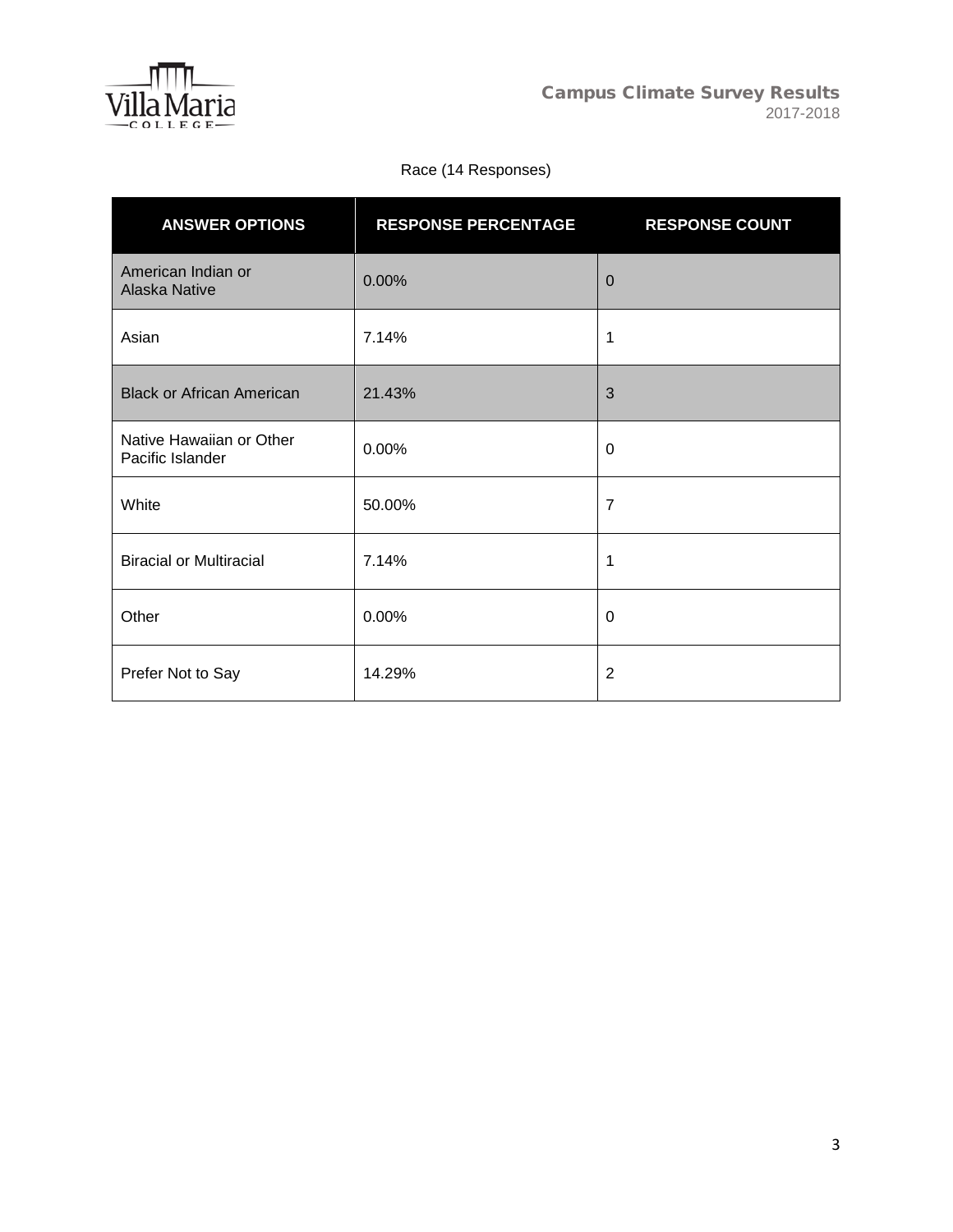Race (14 Responses)

| ANSWER OPTIONS | RESPONSE PERCENTAGE | RESPONSE COUNT |
| --- | --- | --- |
| American Indian or Alaska Native | 0.00% | 0 |
| Asian | 7.14% | 1 |
| Black or African American | 21.43% | 3 |
| Native Hawaiian or Other Pacific Islander | 0.00% | 0 |
| White | 50.00% | 7 |
| Biracial or Multiracial | 7.14% | 1 |
| Other | 0.00% | 0 |
| Prefer Not to Say | 14.29% | 2 |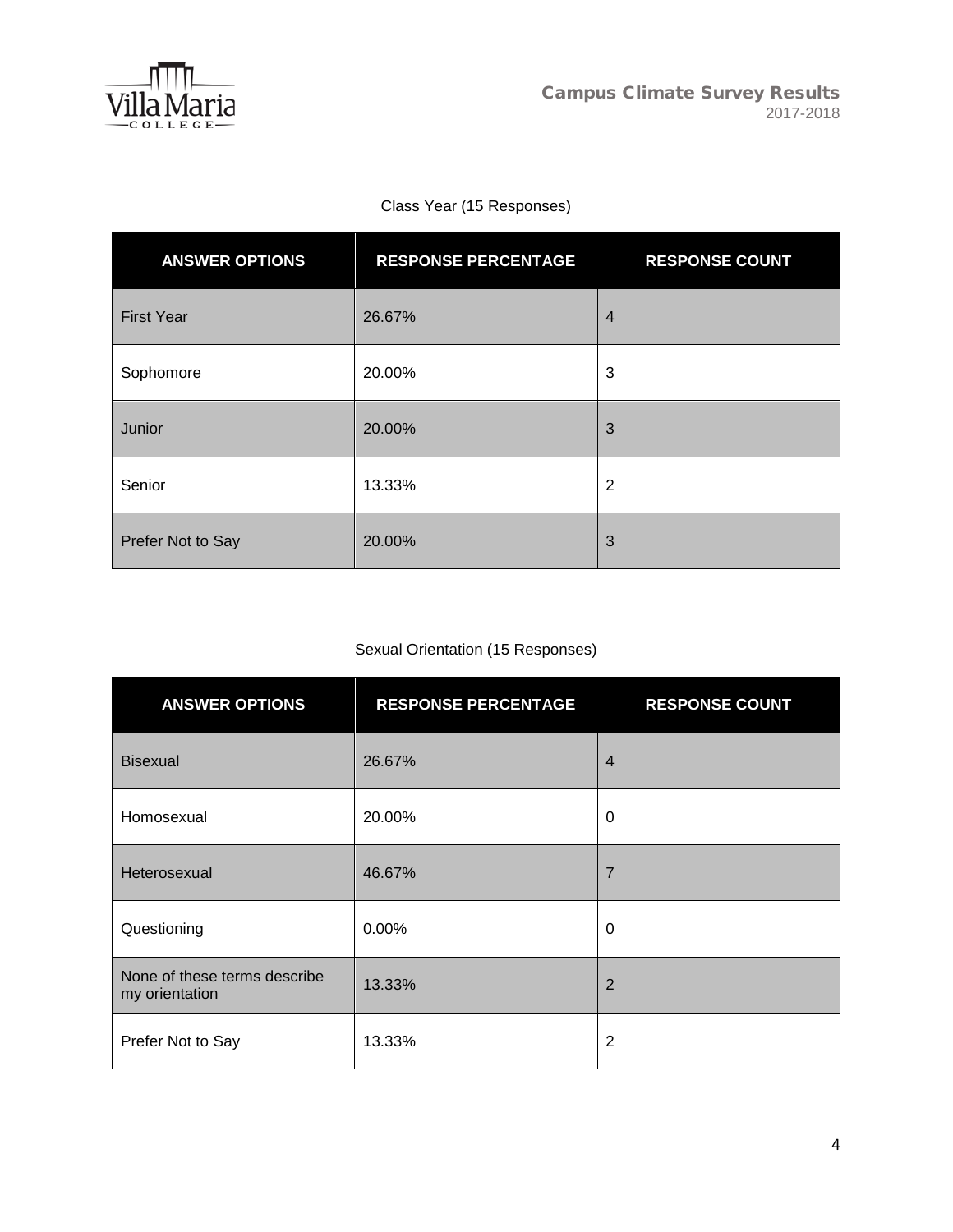Class Year (15 Responses)

| ANSWER OPTIONS | RESPONSE PERCENTAGE | RESPONSE COUNT |
| --- | --- | --- |
| First Year | 26.67% | 4 |
| Sophomore | 20.00% | 3 |
| Junior | 20.00% | 3 |
| Senior | 13.33% | 2 |
| Prefer Not to Say | 20.00% | 3 |

Sexual Orientation (15 Responses)

| ANSWER OPTIONS | RESPONSE PERCENTAGE | RESPONSE COUNT |
| --- | --- | --- |
| Bisexual | 26.67% | 4 |
| Homosexual | 20.00% | 0 |
| Heterosexual | 46.67% | 7 |
| Questioning | 0.00% | 0 |
| None of these terms describe my orientation | 13.33% | 2 |
| Prefer Not to Say | 13.33% | 2 |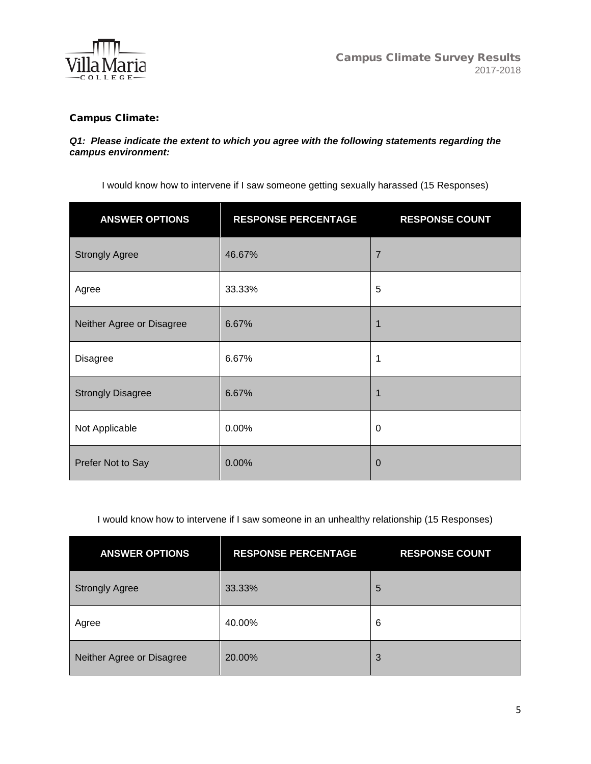### Campus Climate:

***Q1: Please indicate the extent to which you agree with the following statements regarding the campus environment:***

I would know how to intervene if I saw someone getting sexually harassed (15 Responses)

| ANSWER OPTIONS | RESPONSE PERCENTAGE | RESPONSE COUNT |
|---|---|---|
| Strongly Agree | 46.67% | 7 |
| Agree | 33.33% | 5 |
| Neither Agree or Disagree | 6.67% | 1 |
| Disagree | 6.67% | 1 |
| Strongly Disagree | 6.67% | 1 |
| Not Applicable | 0.00% | 0 |
| Prefer Not to Say | 0.00% | 0 |

I would know how to intervene if I saw someone in an unhealthy relationship (15 Responses)

| ANSWER OPTIONS | RESPONSE PERCENTAGE | RESPONSE COUNT |
|---|---|---|
| Strongly Agree | 33.33% | 5 |
| Agree | 40.00% | 6 |
| Neither Agree or Disagree | 20.00% | 3 |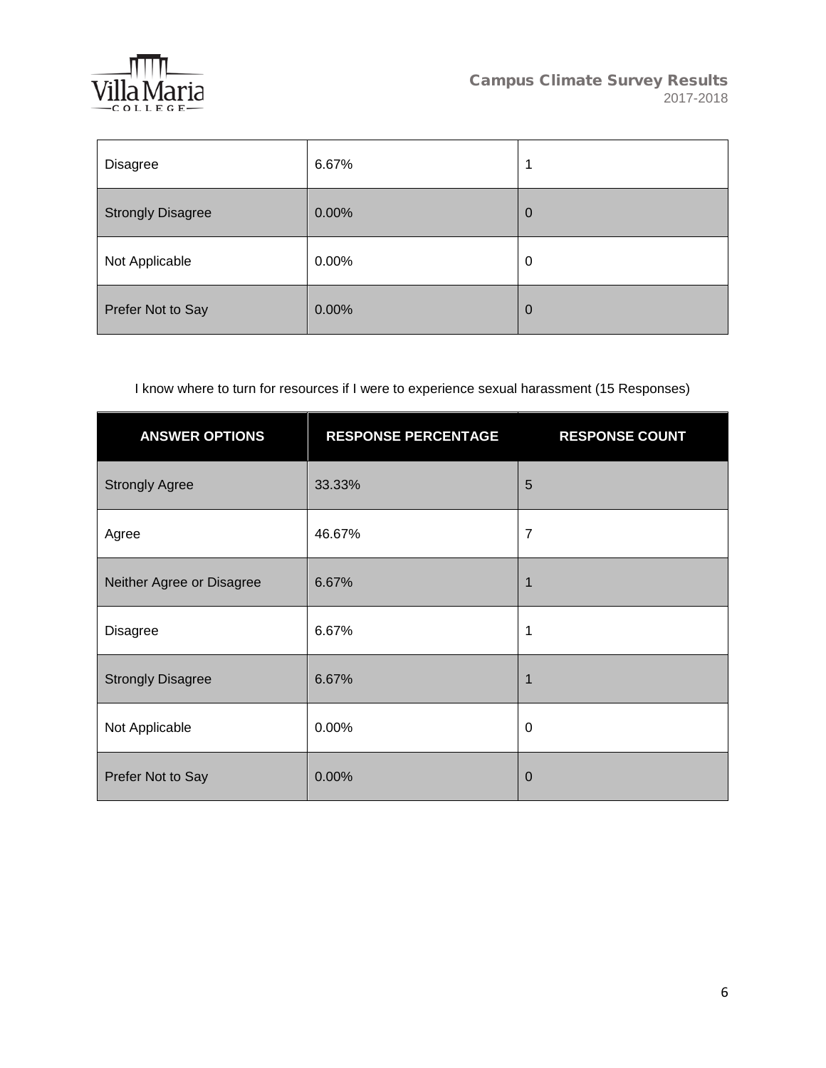| Disagree | 6.67% | 1 |
| --- | --- | --- |
| Strongly Disagree | 0.00% | 0 |
| Not Applicable | 0.00% | 0 |
| Prefer Not to Say | 0.00% | 0 |

I know where to turn for resources if I were to experience sexual harassment (15 Responses)

| ANSWER OPTIONS | RESPONSE PERCENTAGE | RESPONSE COUNT |
| --- | --- | --- |
| Strongly Agree | 33.33% | 5 |
| Agree | 46.67% | 7 |
| Neither Agree or Disagree | 6.67% | 1 |
| Disagree | 6.67% | 1 |
| Strongly Disagree | 6.67% | 1 |
| Not Applicable | 0.00% | 0 |
| Prefer Not to Say | 0.00% | 0 |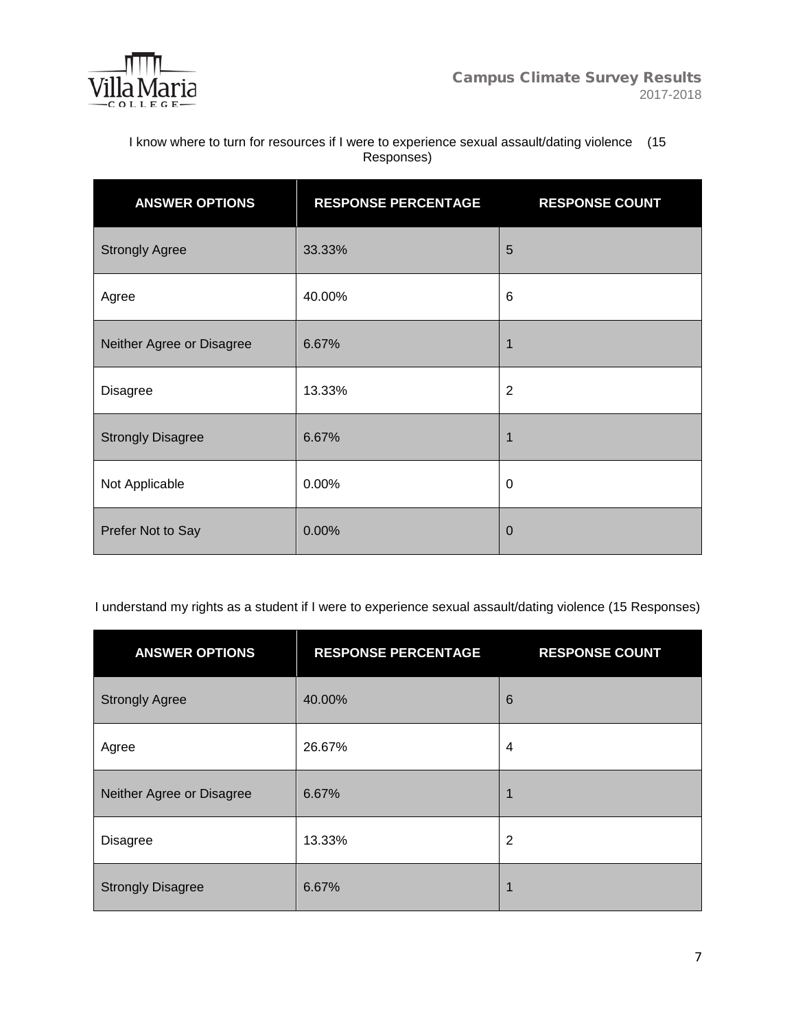I know where to turn for resources if I were to experience sexual assault/dating violence (15 Responses)

| ANSWER OPTIONS | RESPONSE PERCENTAGE | RESPONSE COUNT |
|---|---|---|
| Strongly Agree | 33.33% | 5 |
| Agree | 40.00% | 6 |
| Neither Agree or Disagree | 6.67% | 1 |
| Disagree | 13.33% | 2 |
| Strongly Disagree | 6.67% | 1 |
| Not Applicable | 0.00% | 0 |
| Prefer Not to Say | 0.00% | 0 |

I understand my rights as a student if I were to experience sexual assault/dating violence (15 Responses)

| ANSWER OPTIONS | RESPONSE PERCENTAGE | RESPONSE COUNT |
|---|---|---|
| Strongly Agree | 40.00% | 6 |
| Agree | 26.67% | 4 |
| Neither Agree or Disagree | 6.67% | 1 |
| Disagree | 13.33% | 2 |
| Strongly Disagree | 6.67% | 1 |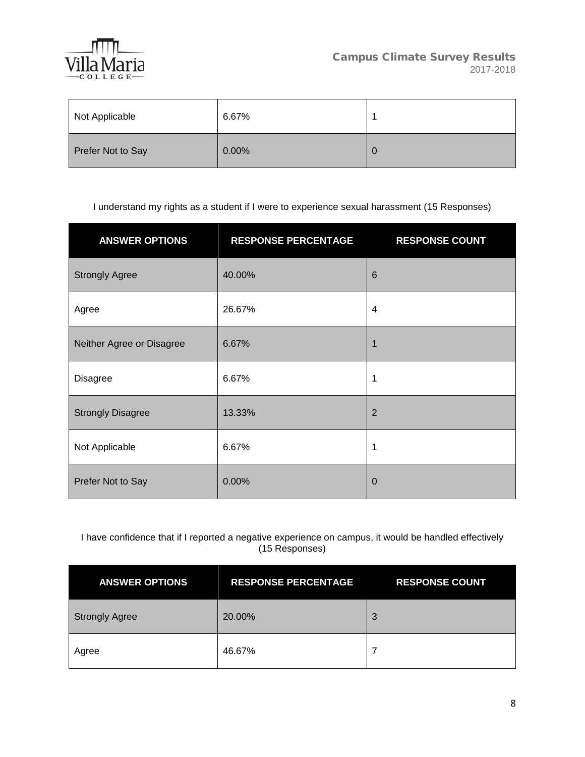| Not Applicable | 6.67% | 1 |
|---|---|---|
| Prefer Not to Say | 0.00% | 0 |

I understand my rights as a student if I were to experience sexual harassment (15 Responses)

| ANSWER OPTIONS | RESPONSE PERCENTAGE | RESPONSE COUNT |
|---|---|---|
| Strongly Agree | 40.00% | 6 |
| Agree | 26.67% | 4 |
| Neither Agree or Disagree | 6.67% | 1 |
| Disagree | 6.67% | 1 |
| Strongly Disagree | 13.33% | 2 |
| Not Applicable | 6.67% | 1 |
| Prefer Not to Say | 0.00% | 0 |

I have confidence that if I reported a negative experience on campus, it would be handled effectively (15 Responses)

| ANSWER OPTIONS | RESPONSE PERCENTAGE | RESPONSE COUNT |
|---|---|---|
| Strongly Agree | 20.00% | 3 |
| Agree | 46.67% | 7 |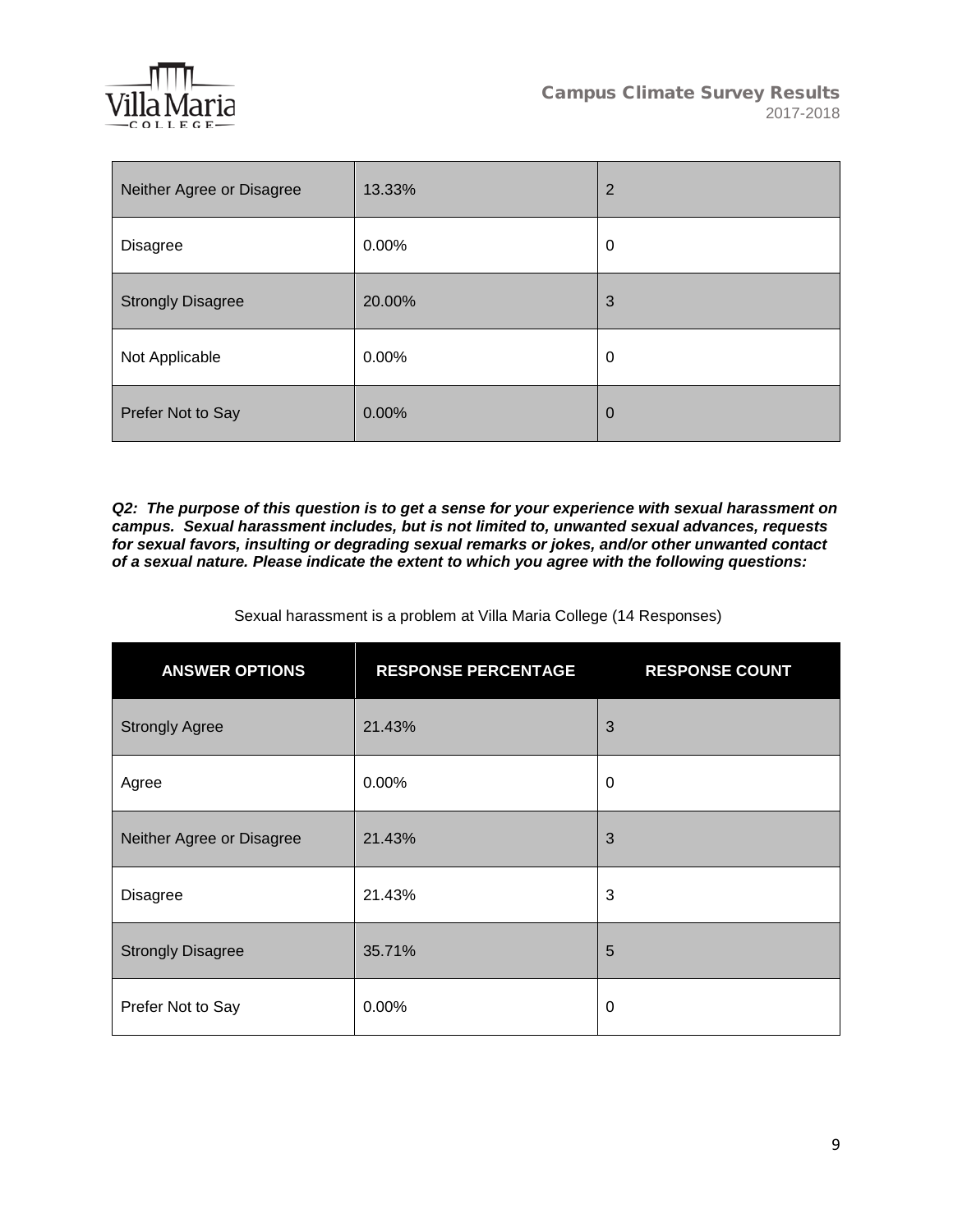| Neither Agree or Disagree | 13.33% | 2 |
|---|---|---|
| Disagree | 0.00% | 0 |
| Strongly Disagree | 20.00% | 3 |
| Not Applicable | 0.00% | 0 |
| Prefer Not to Say | 0.00% | 0 |

***Q2: The purpose of this question is to get a sense for your experience with sexual harassment on campus. Sexual harassment includes, but is not limited to, unwanted sexual advances, requests for sexual favors, insulting or degrading sexual remarks or jokes, and/or other unwanted contact of a sexual nature. Please indicate the extent to which you agree with the following questions:***

Sexual harassment is a problem at Villa Maria College (14 Responses)

| ANSWER OPTIONS | RESPONSE PERCENTAGE | RESPONSE COUNT |
|---|---|---|
| Strongly Agree | 21.43% | 3 |
| Agree | 0.00% | 0 |
| Neither Agree or Disagree | 21.43% | 3 |
| Disagree | 21.43% | 3 |
| Strongly Disagree | 35.71% | 5 |
| Prefer Not to Say | 0.00% | 0 |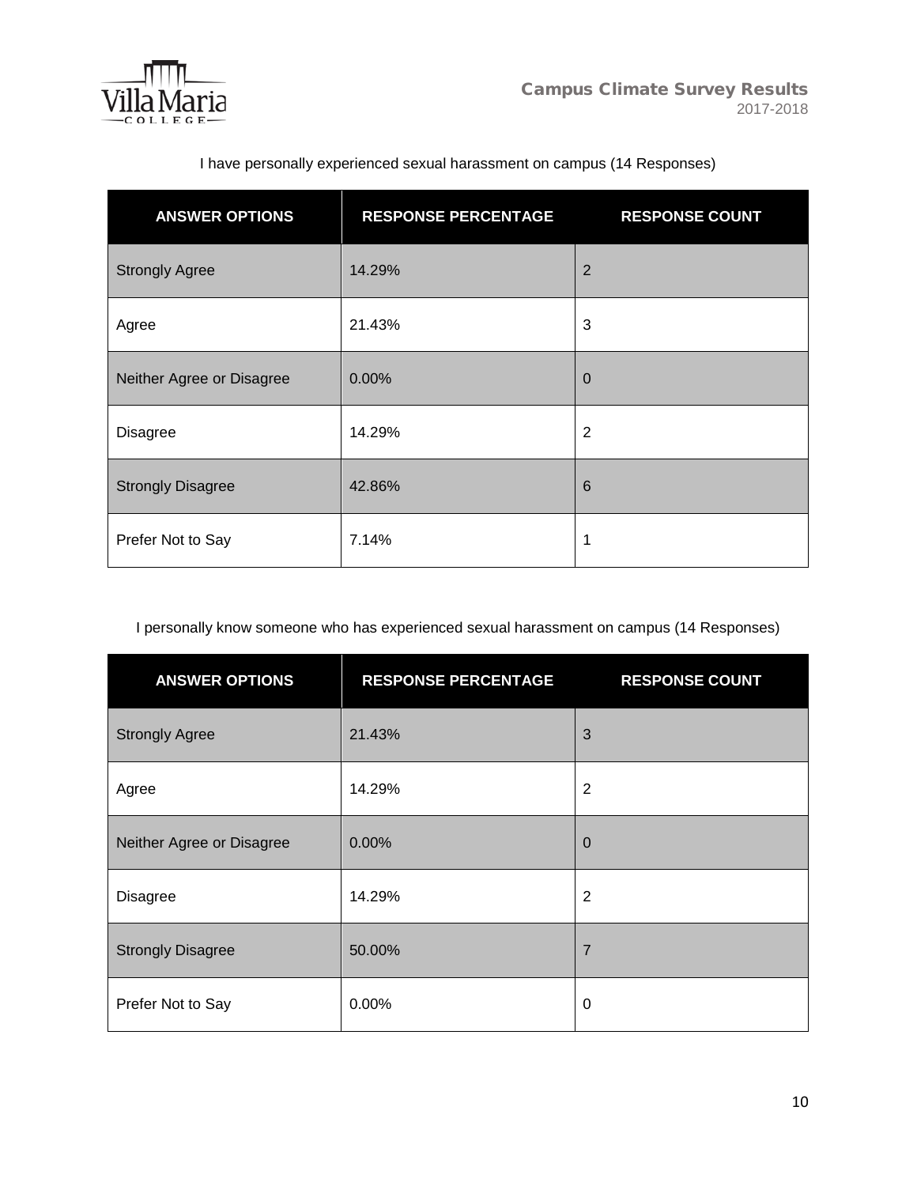I have personally experienced sexual harassment on campus (14 Responses)

| ANSWER OPTIONS | RESPONSE PERCENTAGE | RESPONSE COUNT |
|---|---|---|
| Strongly Agree | 14.29% | 2 |
| Agree | 21.43% | 3 |
| Neither Agree or Disagree | 0.00% | 0 |
| Disagree | 14.29% | 2 |
| Strongly Disagree | 42.86% | 6 |
| Prefer Not to Say | 7.14% | 1 |

I personally know someone who has experienced sexual harassment on campus (14 Responses)

| ANSWER OPTIONS | RESPONSE PERCENTAGE | RESPONSE COUNT |
|---|---|---|
| Strongly Agree | 21.43% | 3 |
| Agree | 14.29% | 2 |
| Neither Agree or Disagree | 0.00% | 0 |
| Disagree | 14.29% | 2 |
| Strongly Disagree | 50.00% | 7 |
| Prefer Not to Say | 0.00% | 0 |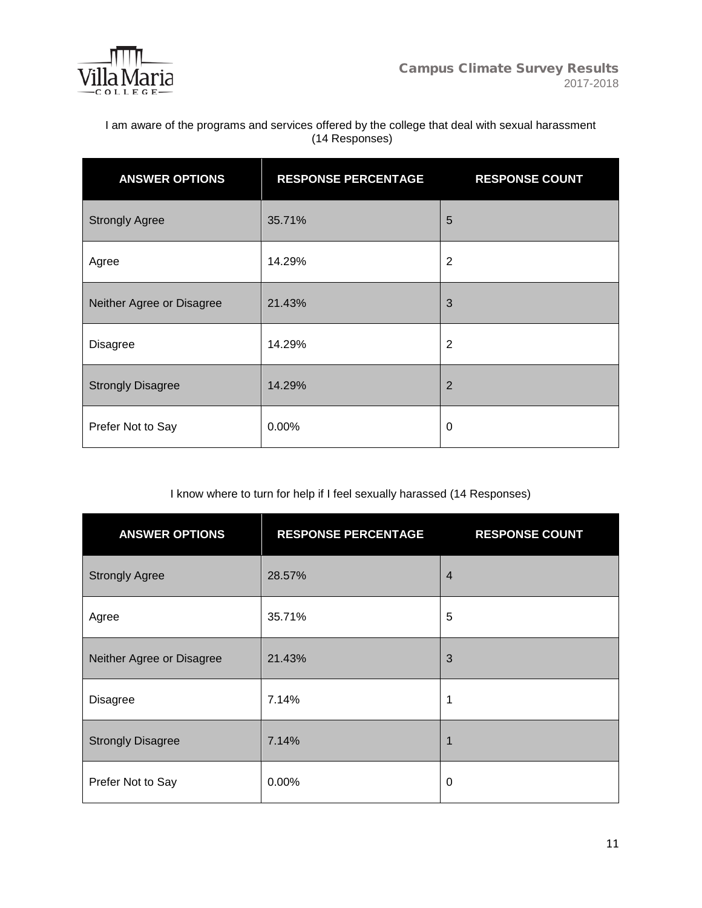I am aware of the programs and services offered by the college that deal with sexual harassment (14 Responses)

| ANSWER OPTIONS | RESPONSE PERCENTAGE | RESPONSE COUNT |
| --- | --- | --- |
| Strongly Agree | 35.71% | 5 |
| Agree | 14.29% | 2 |
| Neither Agree or Disagree | 21.43% | 3 |
| Disagree | 14.29% | 2 |
| Strongly Disagree | 14.29% | 2 |
| Prefer Not to Say | 0.00% | 0 |

I know where to turn for help if I feel sexually harassed (14 Responses)

| ANSWER OPTIONS | RESPONSE PERCENTAGE | RESPONSE COUNT |
| --- | --- | --- |
| Strongly Agree | 28.57% | 4 |
| Agree | 35.71% | 5 |
| Neither Agree or Disagree | 21.43% | 3 |
| Disagree | 7.14% | 1 |
| Strongly Disagree | 7.14% | 1 |
| Prefer Not to Say | 0.00% | 0 |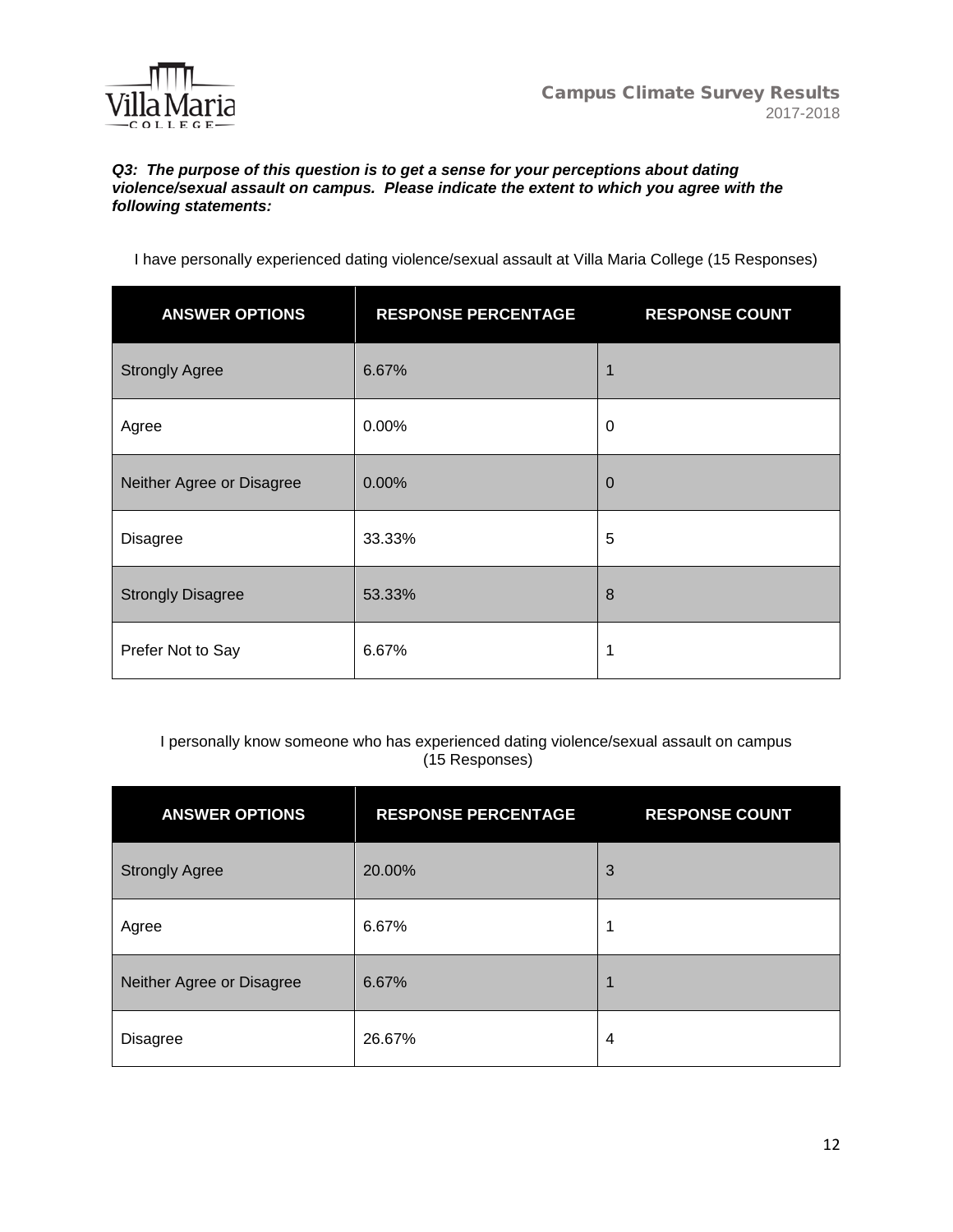***Q3: The purpose of this question is to get a sense for your perceptions about dating violence/sexual assault on campus. Please indicate the extent to which you agree with the following statements:***

I have personally experienced dating violence/sexual assault at Villa Maria College (15 Responses)

| ANSWER OPTIONS | RESPONSE PERCENTAGE | RESPONSE COUNT |
| --- | --- | --- |
| Strongly Agree | 6.67% | 1 |
| Agree | 0.00% | 0 |
| Neither Agree or Disagree | 0.00% | 0 |
| Disagree | 33.33% | 5 |
| Strongly Disagree | 53.33% | 8 |
| Prefer Not to Say | 6.67% | 1 |

I personally know someone who has experienced dating violence/sexual assault on campus (15 Responses)

| ANSWER OPTIONS | RESPONSE PERCENTAGE | RESPONSE COUNT |
| --- | --- | --- |
| Strongly Agree | 20.00% | 3 |
| Agree | 6.67% | 1 |
| Neither Agree or Disagree | 6.67% | 1 |
| Disagree | 26.67% | 4 |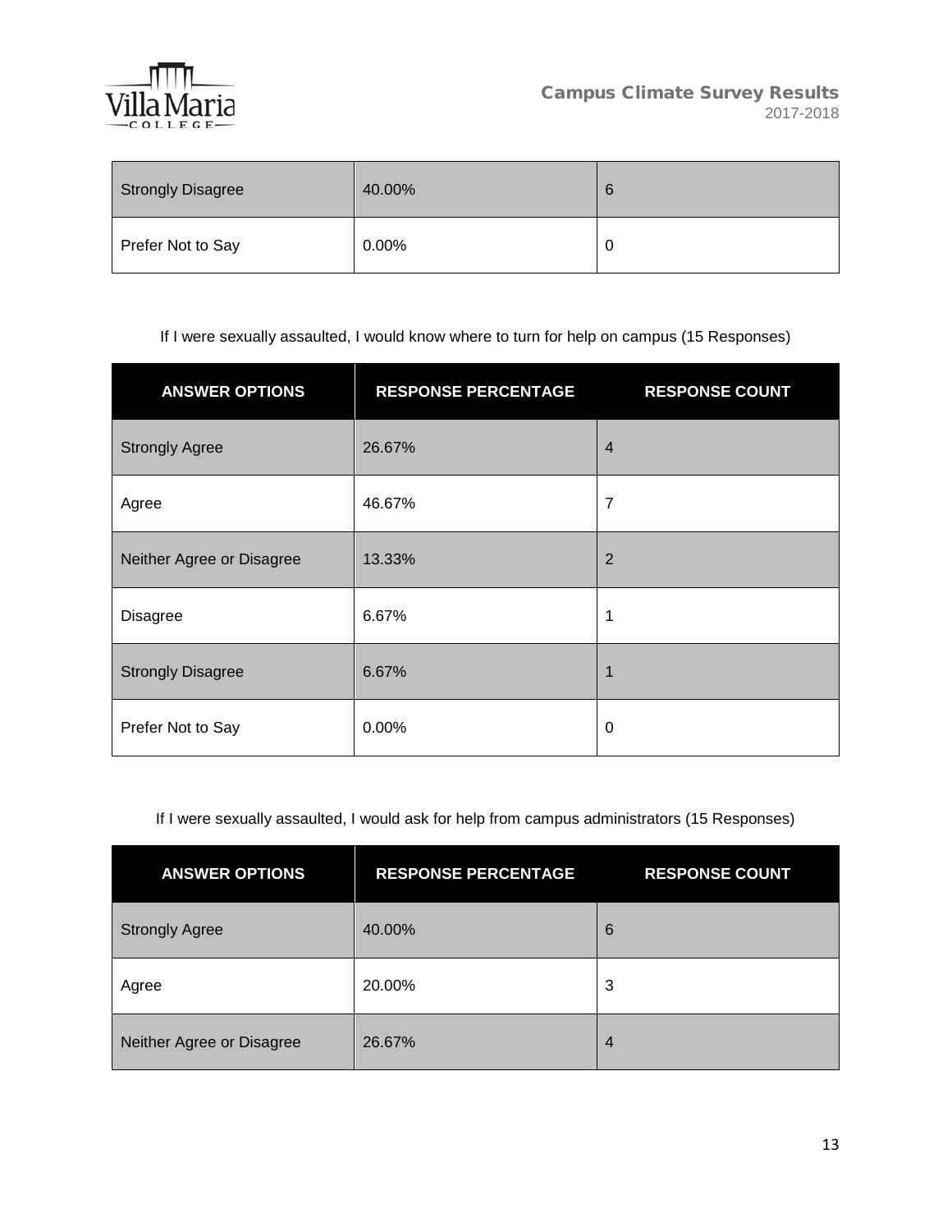| | | |
|---|---|---|
| Strongly Disagree | 40.00% | 6 |
| Prefer Not to Say | 0.00% | 0 |

If I were sexually assaulted, I would know where to turn for help on campus (15 Responses)

| ANSWER OPTIONS | RESPONSE PERCENTAGE | RESPONSE COUNT |
|---|---|---|
| Strongly Agree | 26.67% | 4 |
| Agree | 46.67% | 7 |
| Neither Agree or Disagree | 13.33% | 2 |
| Disagree | 6.67% | 1 |
| Strongly Disagree | 6.67% | 1 |
| Prefer Not to Say | 0.00% | 0 |

If I were sexually assaulted, I would ask for help from campus administrators (15 Responses)

| ANSWER OPTIONS | RESPONSE PERCENTAGE | RESPONSE COUNT |
|---|---|---|
| Strongly Agree | 40.00% | 6 |
| Agree | 20.00% | 3 |
| Neither Agree or Disagree | 26.67% | 4 |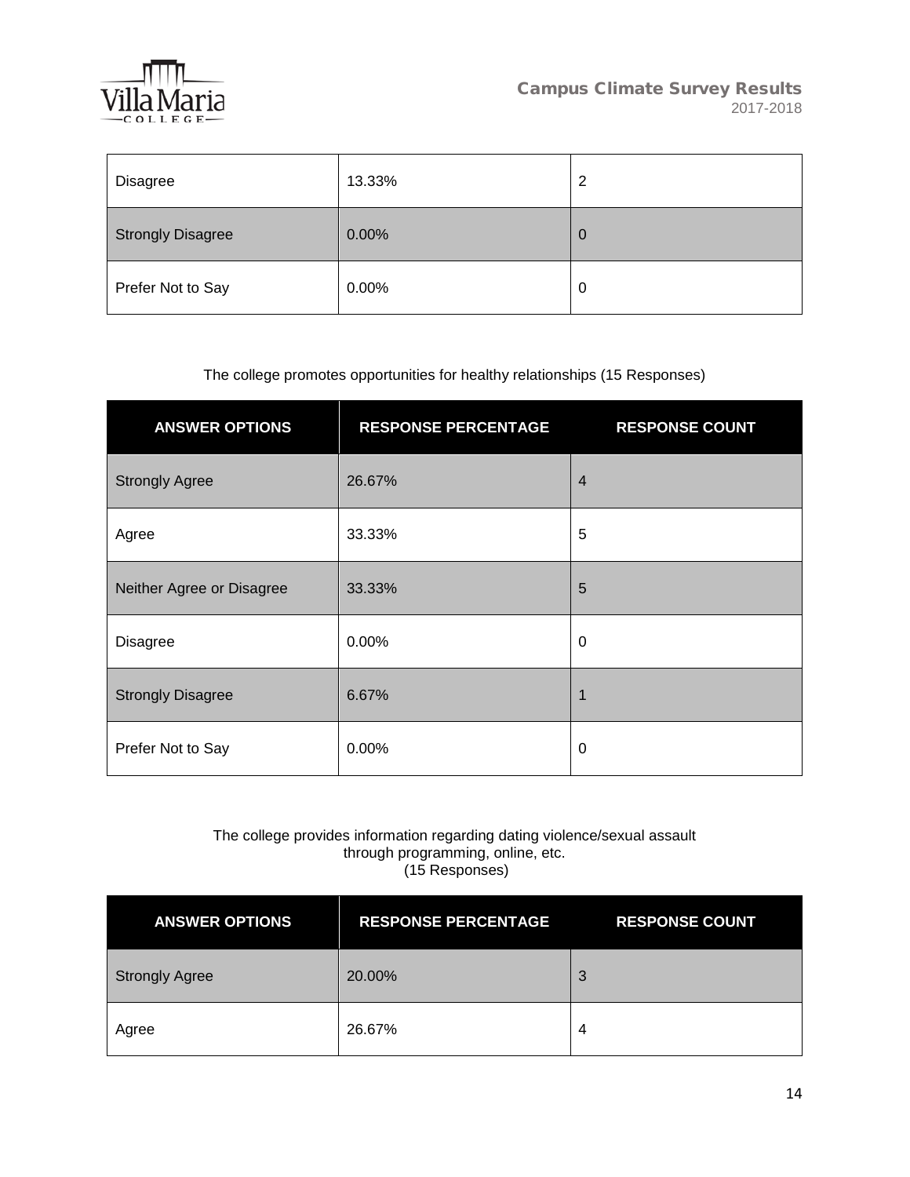| | | |
|---|---|---|
| Disagree | 13.33% | 2 |
| Strongly Disagree | 0.00% | 0 |
| Prefer Not to Say | 0.00% | 0 |

The college promotes opportunities for healthy relationships (15 Responses)

| ANSWER OPTIONS | RESPONSE PERCENTAGE | RESPONSE COUNT |
|---|---|---|
| Strongly Agree | 26.67% | 4 |
| Agree | 33.33% | 5 |
| Neither Agree or Disagree | 33.33% | 5 |
| Disagree | 0.00% | 0 |
| Strongly Disagree | 6.67% | 1 |
| Prefer Not to Say | 0.00% | 0 |

The college provides information regarding dating violence/sexual assault through programming, online, etc.
(15 Responses)

| ANSWER OPTIONS | RESPONSE PERCENTAGE | RESPONSE COUNT |
|---|---|---|
| Strongly Agree | 20.00% | 3 |
| Agree | 26.67% | 4 |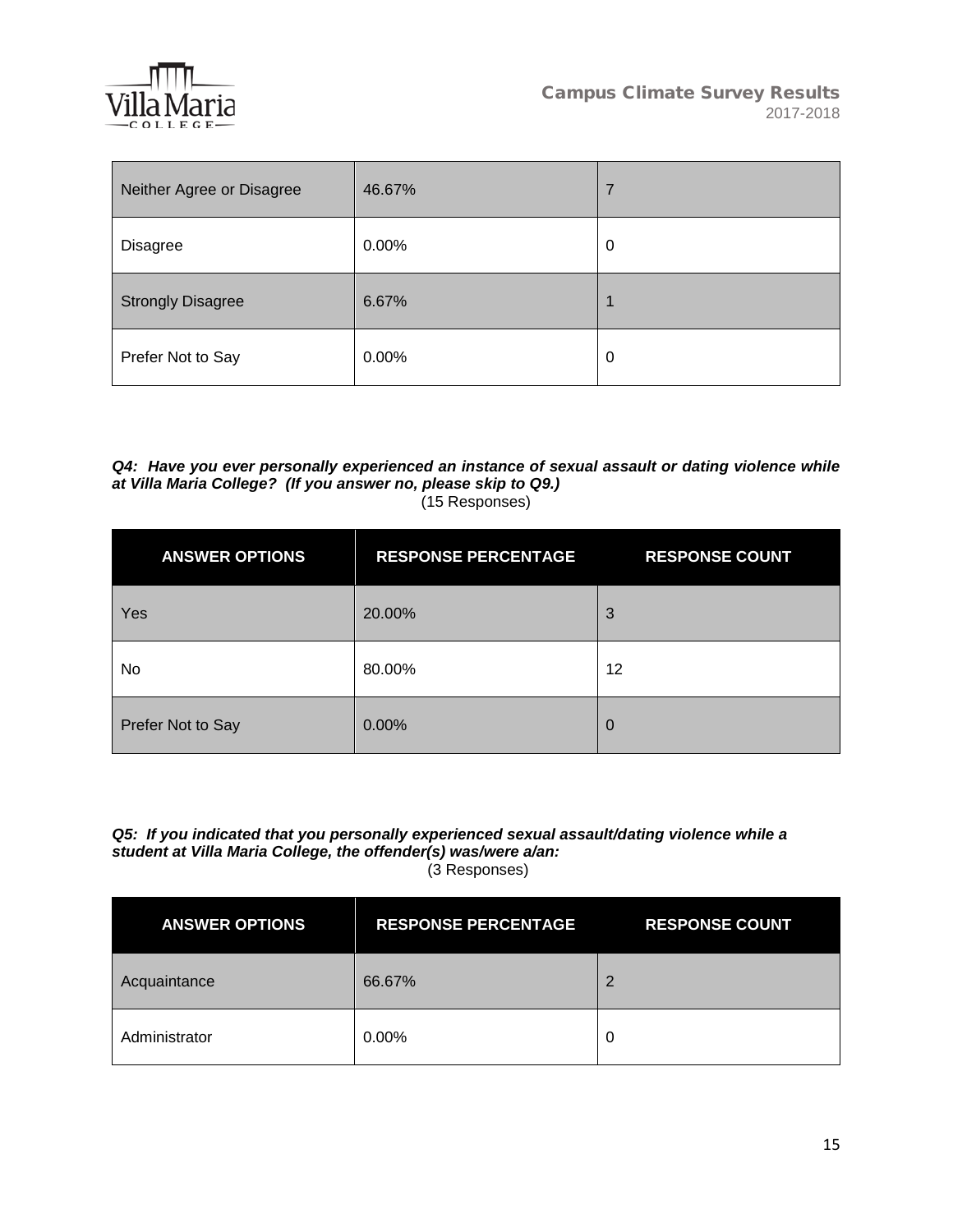| Neither Agree or Disagree | 46.67% | 7 |
|---|---|---|
| Disagree | 0.00% | 0 |
| Strongly Disagree | 6.67% | 1 |
| Prefer Not to Say | 0.00% | 0 |

***Q4: Have you ever personally experienced an instance of sexual assault or dating violence while at Villa Maria College? (If you answer no, please skip to Q9.)***

(15 Responses)

| ANSWER OPTIONS | RESPONSE PERCENTAGE | RESPONSE COUNT |
|---|---|---|
| Yes | 20.00% | 3 |
| No | 80.00% | 12 |
| Prefer Not to Say | 0.00% | 0 |

***Q5: If you indicated that you personally experienced sexual assault/dating violence while a student at Villa Maria College, the offender(s) was/were a/an:***

(3 Responses)

| ANSWER OPTIONS | RESPONSE PERCENTAGE | RESPONSE COUNT |
|---|---|---|
| Acquaintance | 66.67% | 2 |
| Administrator | 0.00% | 0 |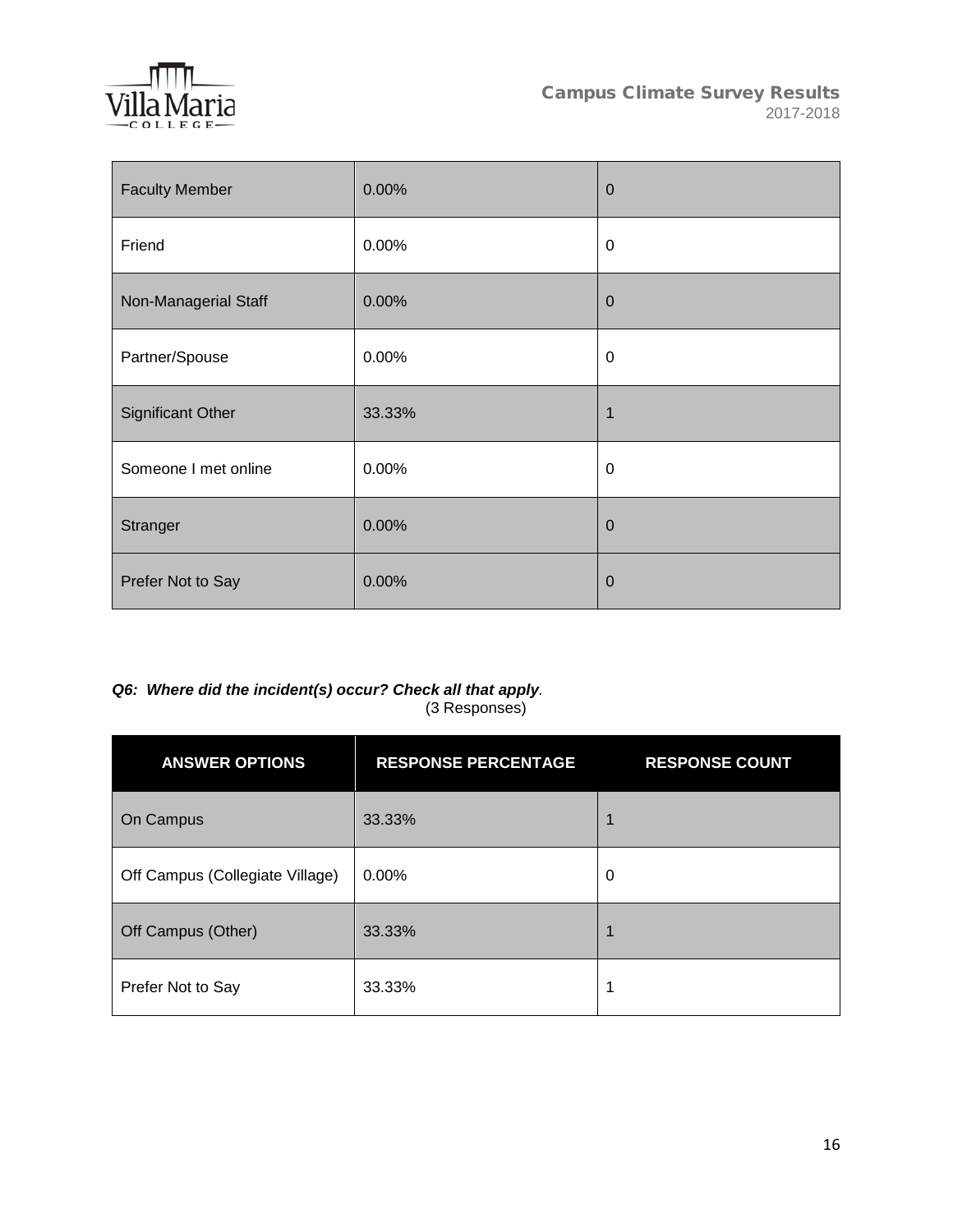| Faculty Member | 0.00% | 0 |
|---|---|---|
| Friend | 0.00% | 0 |
| Non-Managerial Staff | 0.00% | 0 |
| Partner/Spouse | 0.00% | 0 |
| Significant Other | 33.33% | 1 |
| Someone I met online | 0.00% | 0 |
| Stranger | 0.00% | 0 |
| Prefer Not to Say | 0.00% | 0 |

***Q6: Where did the incident(s) occur? Check all that apply.***
(3 Responses)

| ANSWER OPTIONS | RESPONSE PERCENTAGE | RESPONSE COUNT |
|---|---|---|
| On Campus | 33.33% | 1 |
| Off Campus (Collegiate Village) | 0.00% | 0 |
| Off Campus (Other) | 33.33% | 1 |
| Prefer Not to Say | 33.33% | 1 |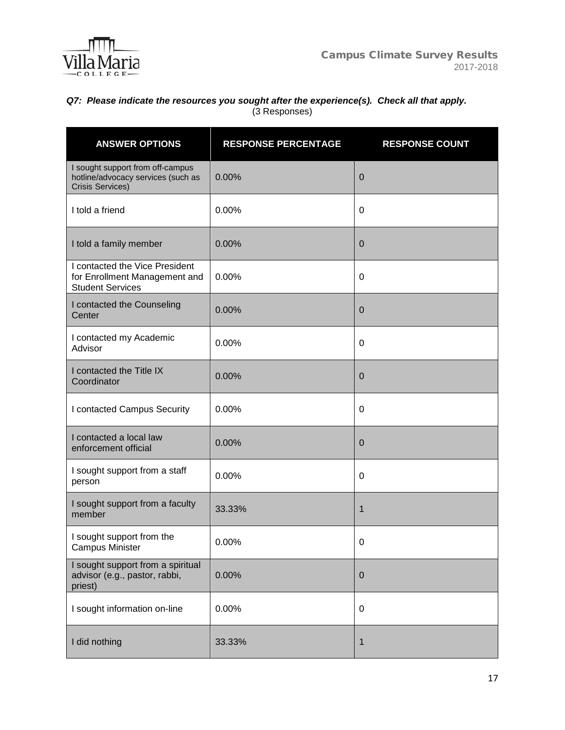***Q7: Please indicate the resources you sought after the experience(s). Check all that apply.***

(3 Responses)

| ANSWER OPTIONS | RESPONSE PERCENTAGE | RESPONSE COUNT |
|---|---|---|
| I sought support from off-campus hotline/advocacy services (such as Crisis Services) | 0.00% | 0 |
| I told a friend | 0.00% | 0 |
| I told a family member | 0.00% | 0 |
| I contacted the Vice President for Enrollment Management and Student Services | 0.00% | 0 |
| I contacted the Counseling Center | 0.00% | 0 |
| I contacted my Academic Advisor | 0.00% | 0 |
| I contacted the Title IX Coordinator | 0.00% | 0 |
| I contacted Campus Security | 0.00% | 0 |
| I contacted a local law enforcement official | 0.00% | 0 |
| I sought support from a staff person | 0.00% | 0 |
| I sought support from a faculty member | 33.33% | 1 |
| I sought support from the Campus Minister | 0.00% | 0 |
| I sought support from a spiritual advisor (e.g., pastor, rabbi, priest) | 0.00% | 0 |
| I sought information on-line | 0.00% | 0 |
| I did nothing | 33.33% | 1 |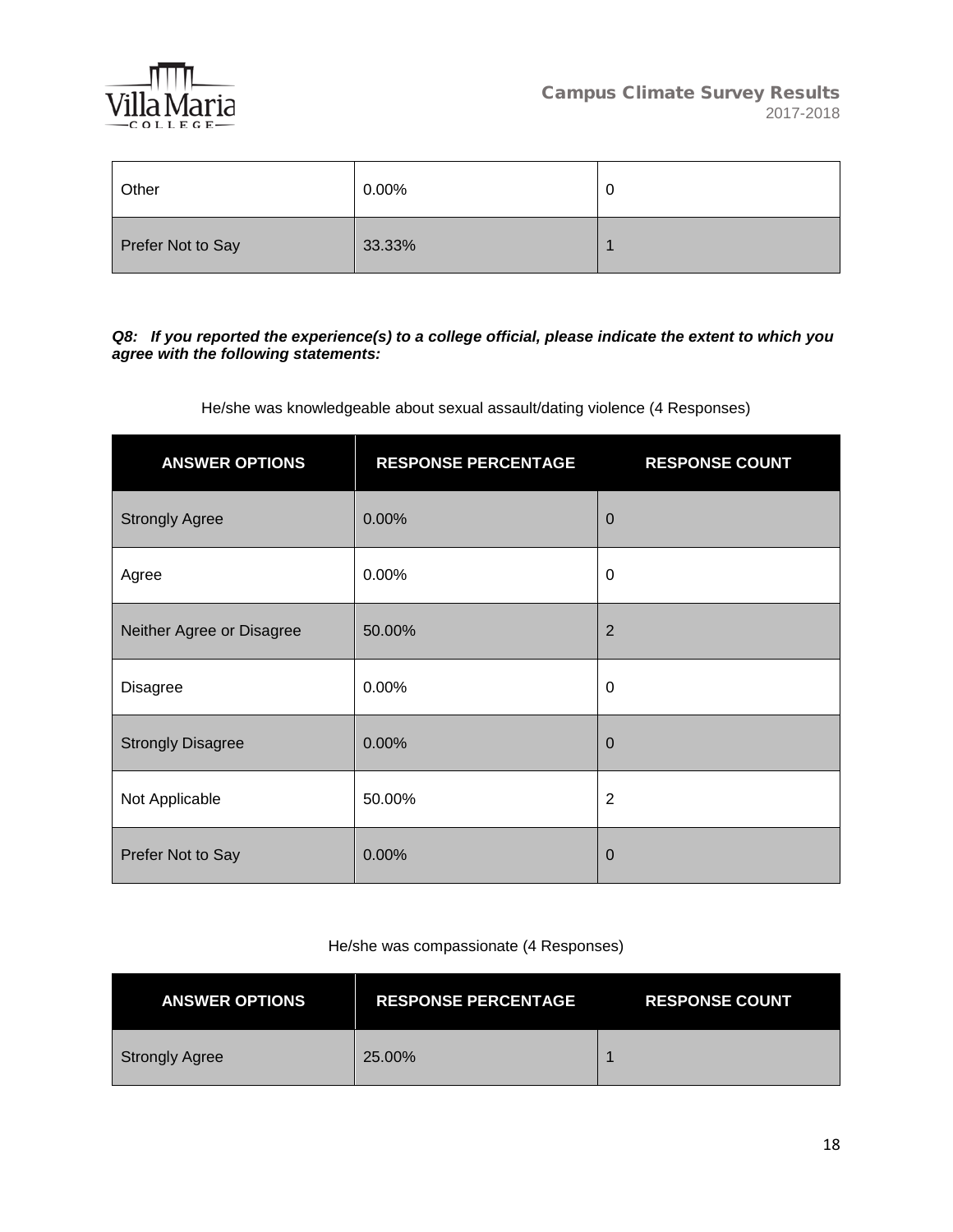| Other | 0.00% | 0 |
|---|---|---|
| Prefer Not to Say | 33.33% | 1 |

***Q8: If you reported the experience(s) to a college official, please indicate the extent to which you agree with the following statements:***

He/she was knowledgeable about sexual assault/dating violence (4 Responses)

| ANSWER OPTIONS | RESPONSE PERCENTAGE | RESPONSE COUNT |
|---|---|---|
| Strongly Agree | 0.00% | 0 |
| Agree | 0.00% | 0 |
| Neither Agree or Disagree | 50.00% | 2 |
| Disagree | 0.00% | 0 |
| Strongly Disagree | 0.00% | 0 |
| Not Applicable | 50.00% | 2 |
| Prefer Not to Say | 0.00% | 0 |

He/she was compassionate (4 Responses)

| ANSWER OPTIONS | RESPONSE PERCENTAGE | RESPONSE COUNT |
|---|---|---|
| Strongly Agree | 25.00% | 1 |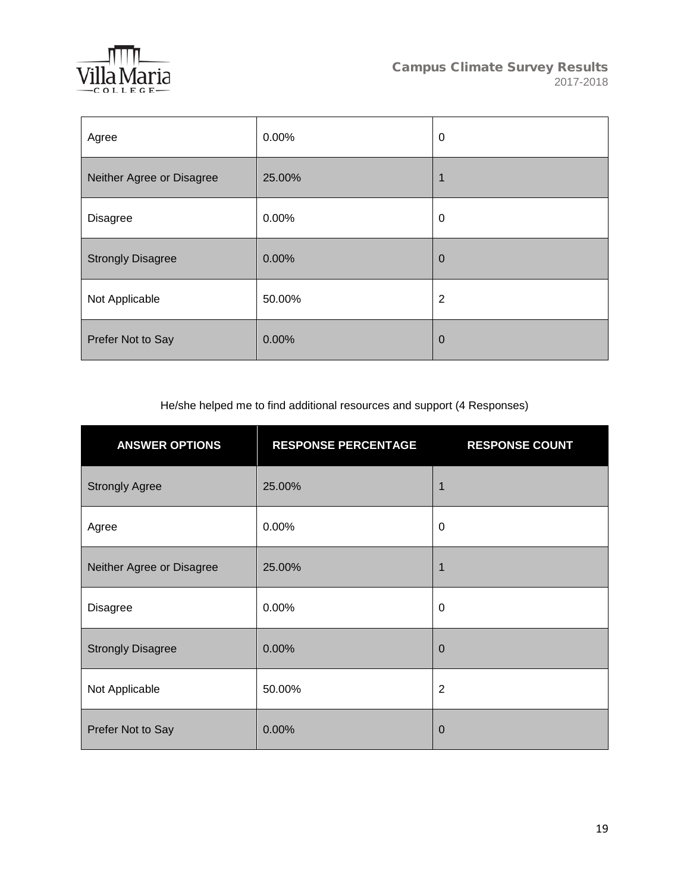| Agree | 0.00% | 0 |
|---|---|---|
| Neither Agree or Disagree | 25.00% | 1 |
| Disagree | 0.00% | 0 |
| Strongly Disagree | 0.00% | 0 |
| Not Applicable | 50.00% | 2 |
| Prefer Not to Say | 0.00% | 0 |

He/she helped me to find additional resources and support (4 Responses)

| ANSWER OPTIONS | RESPONSE PERCENTAGE | RESPONSE COUNT |
|---|---|---|
| Strongly Agree | 25.00% | 1 |
| Agree | 0.00% | 0 |
| Neither Agree or Disagree | 25.00% | 1 |
| Disagree | 0.00% | 0 |
| Strongly Disagree | 0.00% | 0 |
| Not Applicable | 50.00% | 2 |
| Prefer Not to Say | 0.00% | 0 |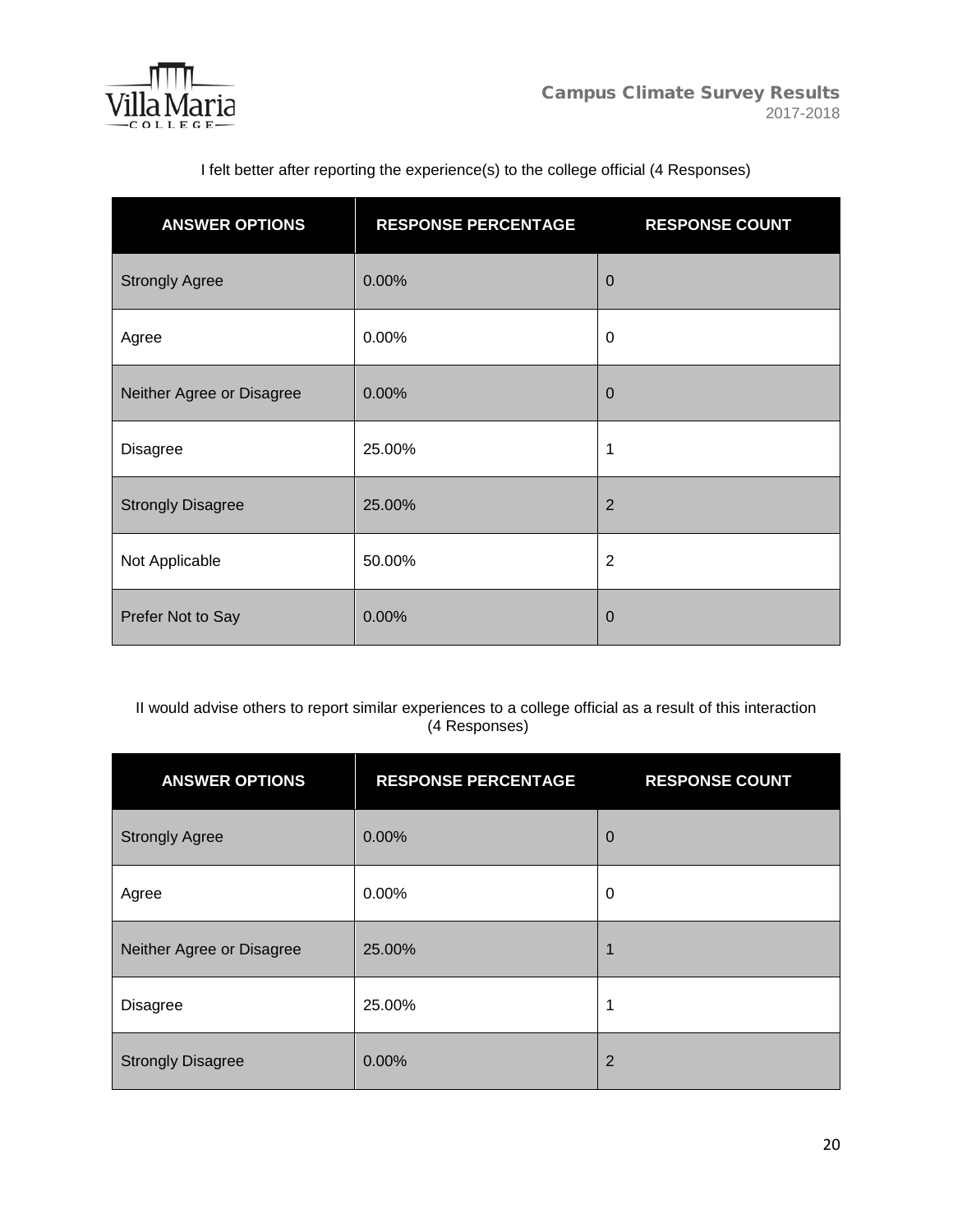I felt better after reporting the experience(s) to the college official (4 Responses)

| ANSWER OPTIONS | RESPONSE PERCENTAGE | RESPONSE COUNT |
| --- | --- | --- |
| Strongly Agree | 0.00% | 0 |
| Agree | 0.00% | 0 |
| Neither Agree or Disagree | 0.00% | 0 |
| Disagree | 25.00% | 1 |
| Strongly Disagree | 25.00% | 2 |
| Not Applicable | 50.00% | 2 |
| Prefer Not to Say | 0.00% | 0 |

II would advise others to report similar experiences to a college official as a result of this interaction (4 Responses)

| ANSWER OPTIONS | RESPONSE PERCENTAGE | RESPONSE COUNT |
| --- | --- | --- |
| Strongly Agree | 0.00% | 0 |
| Agree | 0.00% | 0 |
| Neither Agree or Disagree | 25.00% | 1 |
| Disagree | 25.00% | 1 |
| Strongly Disagree | 0.00% | 2 |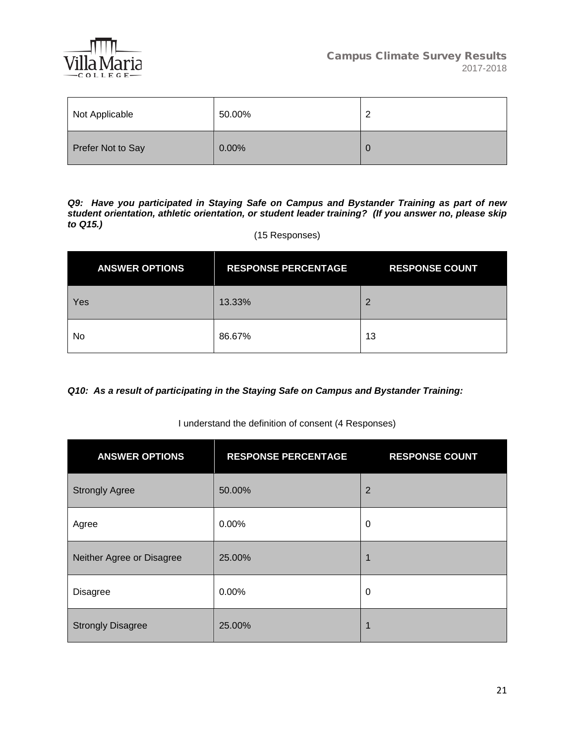| Not Applicable | 50.00% | 2 |
|---|---|---|
| Prefer Not to Say | 0.00% | 0 |

***Q9: Have you participated in Staying Safe on Campus and Bystander Training as part of new student orientation, athletic orientation, or student leader training? (If you answer no, please skip to Q15.)***

(15 Responses)

| ANSWER OPTIONS | RESPONSE PERCENTAGE | RESPONSE COUNT |
|---|---|---|
| Yes | 13.33% | 2 |
| No | 86.67% | 13 |

***Q10: As a result of participating in the Staying Safe on Campus and Bystander Training:***

I understand the definition of consent (4 Responses)

| ANSWER OPTIONS | RESPONSE PERCENTAGE | RESPONSE COUNT |
|---|---|---|
| Strongly Agree | 50.00% | 2 |
| Agree | 0.00% | 0 |
| Neither Agree or Disagree | 25.00% | 1 |
| Disagree | 0.00% | 0 |
| Strongly Disagree | 25.00% | 1 |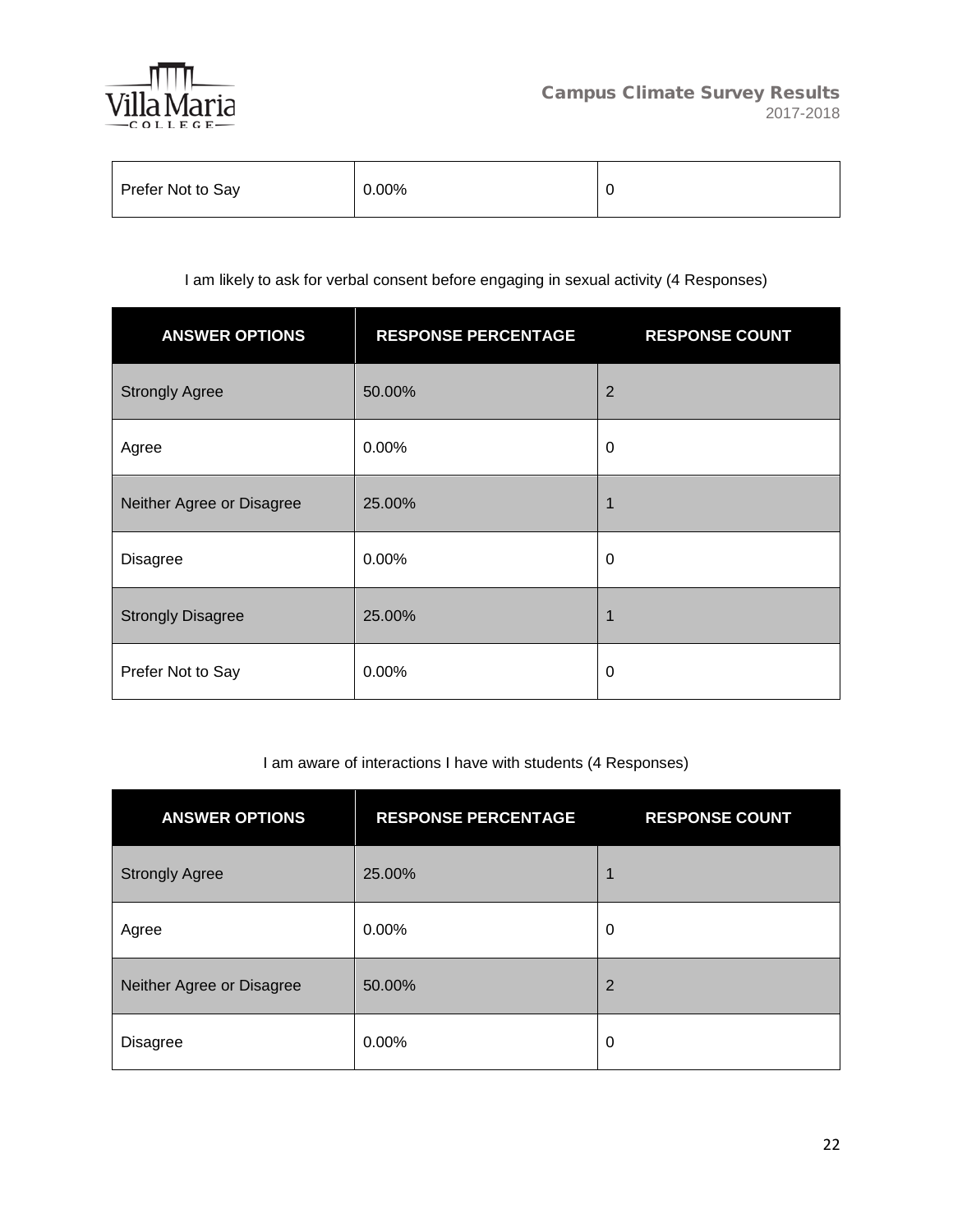| Prefer Not to Say | 0.00% | 0 |
|---|---|---|

I am likely to ask for verbal consent before engaging in sexual activity (4 Responses)

| ANSWER OPTIONS | RESPONSE PERCENTAGE | RESPONSE COUNT |
|---|---|---|
| Strongly Agree | 50.00% | 2 |
| Agree | 0.00% | 0 |
| Neither Agree or Disagree | 25.00% | 1 |
| Disagree | 0.00% | 0 |
| Strongly Disagree | 25.00% | 1 |
| Prefer Not to Say | 0.00% | 0 |

I am aware of interactions I have with students (4 Responses)

| ANSWER OPTIONS | RESPONSE PERCENTAGE | RESPONSE COUNT |
|---|---|---|
| Strongly Agree | 25.00% | 1 |
| Agree | 0.00% | 0 |
| Neither Agree or Disagree | 50.00% | 2 |
| Disagree | 0.00% | 0 |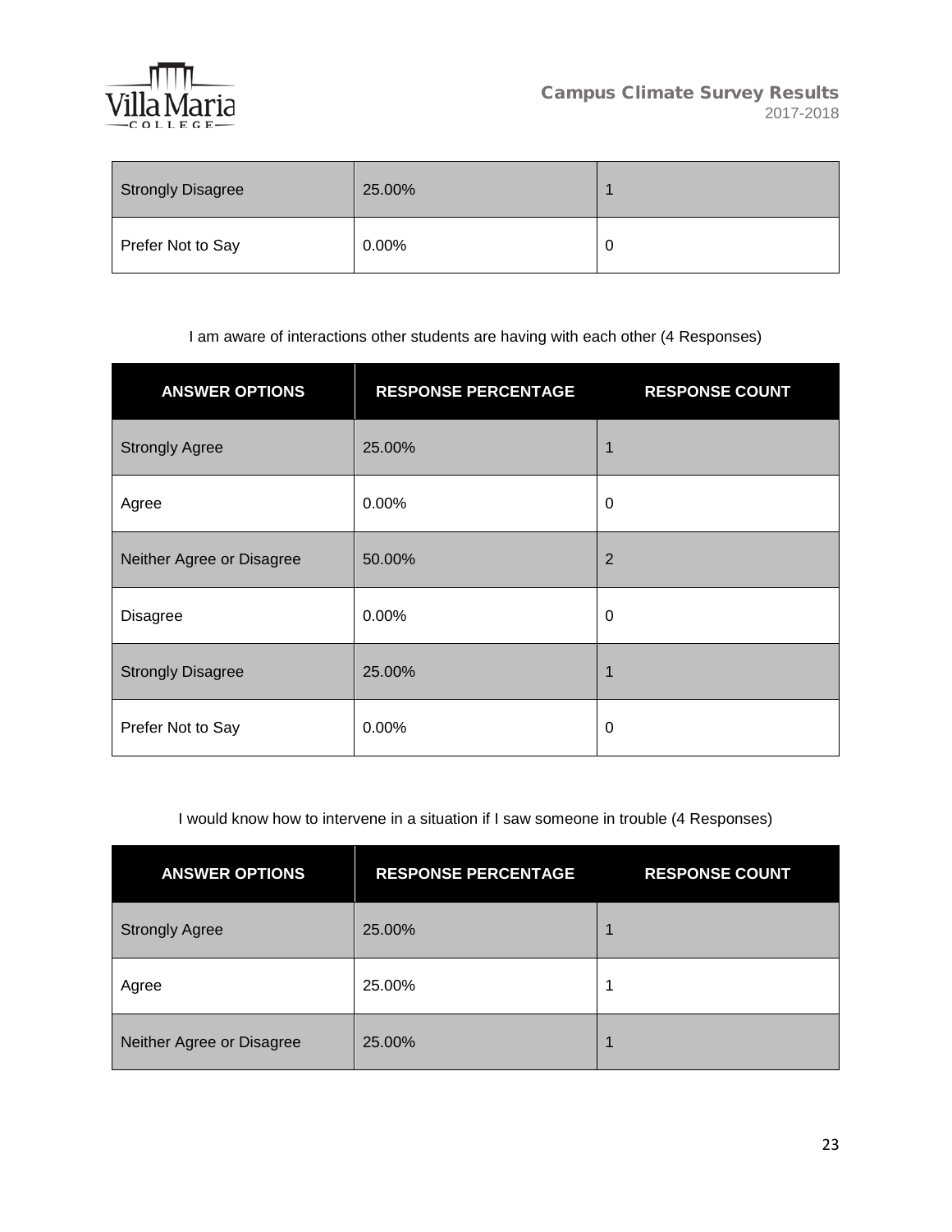| Strongly Disagree | 25.00% | 1 |
|---|---|---|
| Prefer Not to Say | 0.00% | 0 |

I am aware of interactions other students are having with each other (4 Responses)

| ANSWER OPTIONS | RESPONSE PERCENTAGE | RESPONSE COUNT |
|---|---|---|
| Strongly Agree | 25.00% | 1 |
| Agree | 0.00% | 0 |
| Neither Agree or Disagree | 50.00% | 2 |
| Disagree | 0.00% | 0 |
| Strongly Disagree | 25.00% | 1 |
| Prefer Not to Say | 0.00% | 0 |

I would know how to intervene in a situation if I saw someone in trouble (4 Responses)

| ANSWER OPTIONS | RESPONSE PERCENTAGE | RESPONSE COUNT |
|---|---|---|
| Strongly Agree | 25.00% | 1 |
| Agree | 25.00% | 1 |
| Neither Agree or Disagree | 25.00% | 1 |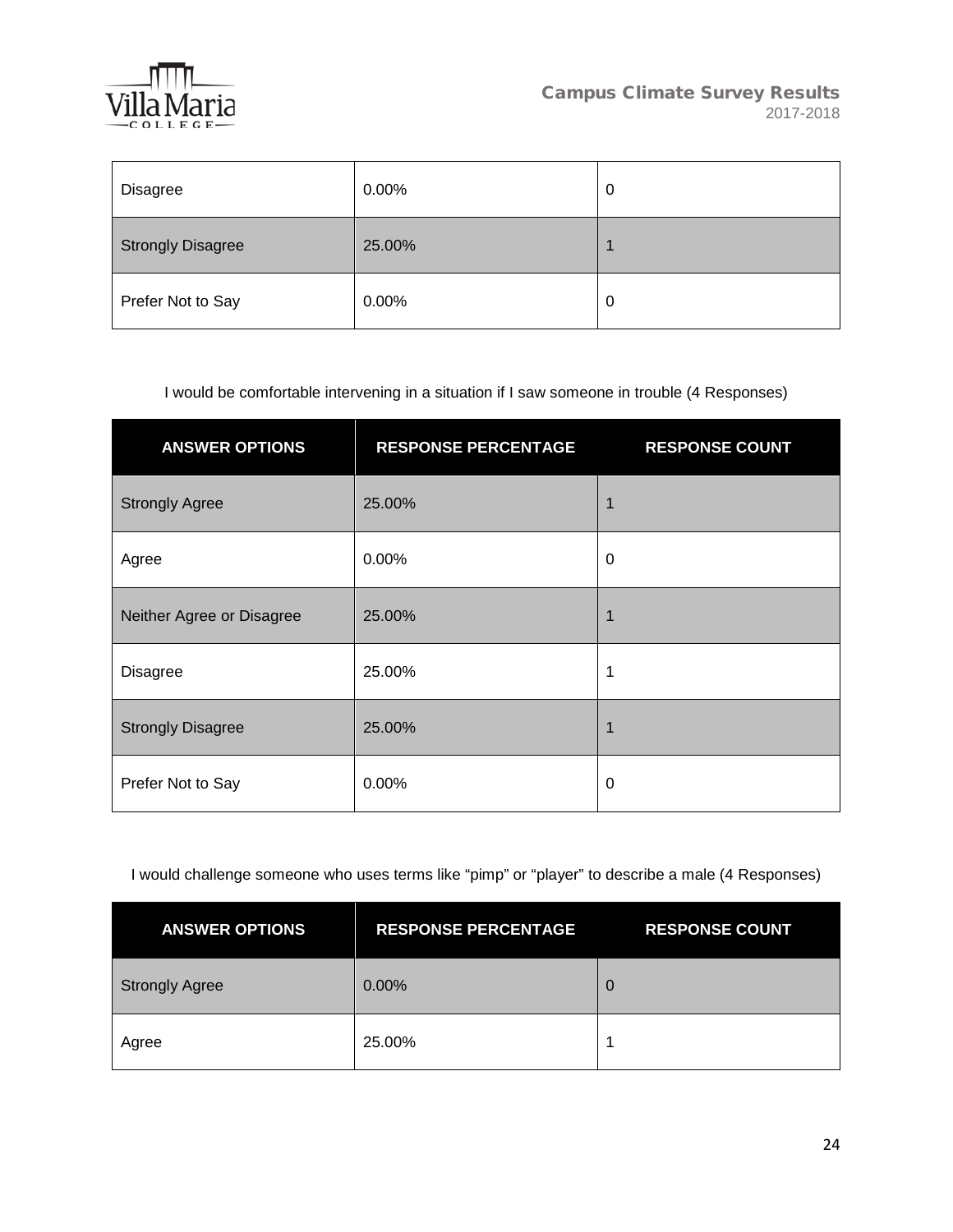| Disagree | 0.00% | 0 |
|---|---|---|
| Strongly Disagree | 25.00% | 1 |
| Prefer Not to Say | 0.00% | 0 |

I would be comfortable intervening in a situation if I saw someone in trouble (4 Responses)

| ANSWER OPTIONS | RESPONSE PERCENTAGE | RESPONSE COUNT |
|---|---|---|
| Strongly Agree | 25.00% | 1 |
| Agree | 0.00% | 0 |
| Neither Agree or Disagree | 25.00% | 1 |
| Disagree | 25.00% | 1 |
| Strongly Disagree | 25.00% | 1 |
| Prefer Not to Say | 0.00% | 0 |

I would challenge someone who uses terms like "pimp" or "player" to describe a male (4 Responses)

| ANSWER OPTIONS | RESPONSE PERCENTAGE | RESPONSE COUNT |
|---|---|---|
| Strongly Agree | 0.00% | 0 |
| Agree | 25.00% | 1 |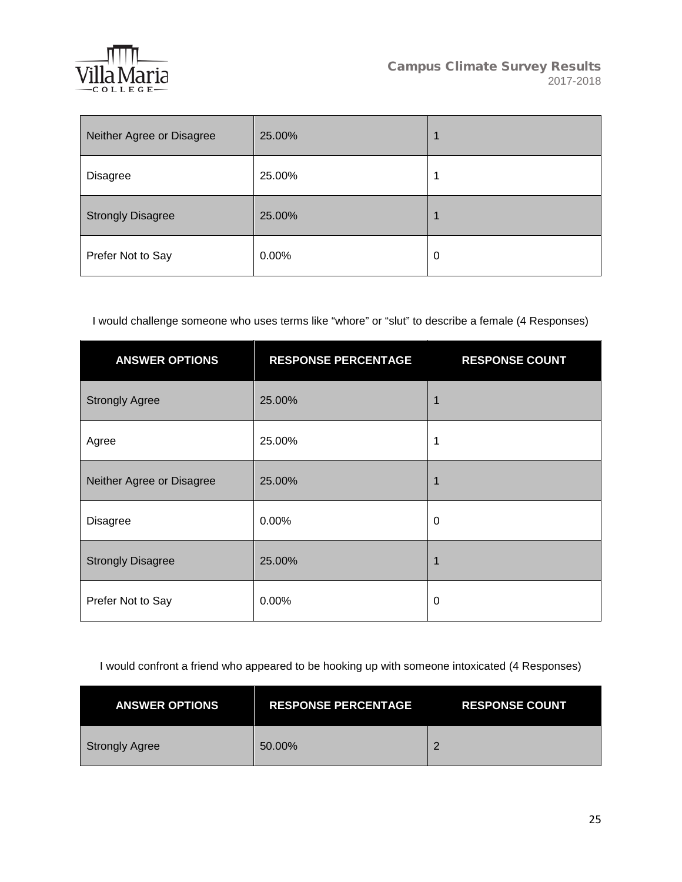| Neither Agree or Disagree | 25.00% | 1 |
| --- | --- | --- |
| Disagree | 25.00% | 1 |
| Strongly Disagree | 25.00% | 1 |
| Prefer Not to Say | 0.00% | 0 |

I would challenge someone who uses terms like “whore” or “slut” to describe a female (4 Responses)

| ANSWER OPTIONS | RESPONSE PERCENTAGE | RESPONSE COUNT |
| --- | --- | --- |
| Strongly Agree | 25.00% | 1 |
| Agree | 25.00% | 1 |
| Neither Agree or Disagree | 25.00% | 1 |
| Disagree | 0.00% | 0 |
| Strongly Disagree | 25.00% | 1 |
| Prefer Not to Say | 0.00% | 0 |

I would confront a friend who appeared to be hooking up with someone intoxicated (4 Responses)

| ANSWER OPTIONS | RESPONSE PERCENTAGE | RESPONSE COUNT |
| --- | --- | --- |
| Strongly Agree | 50.00% | 2 |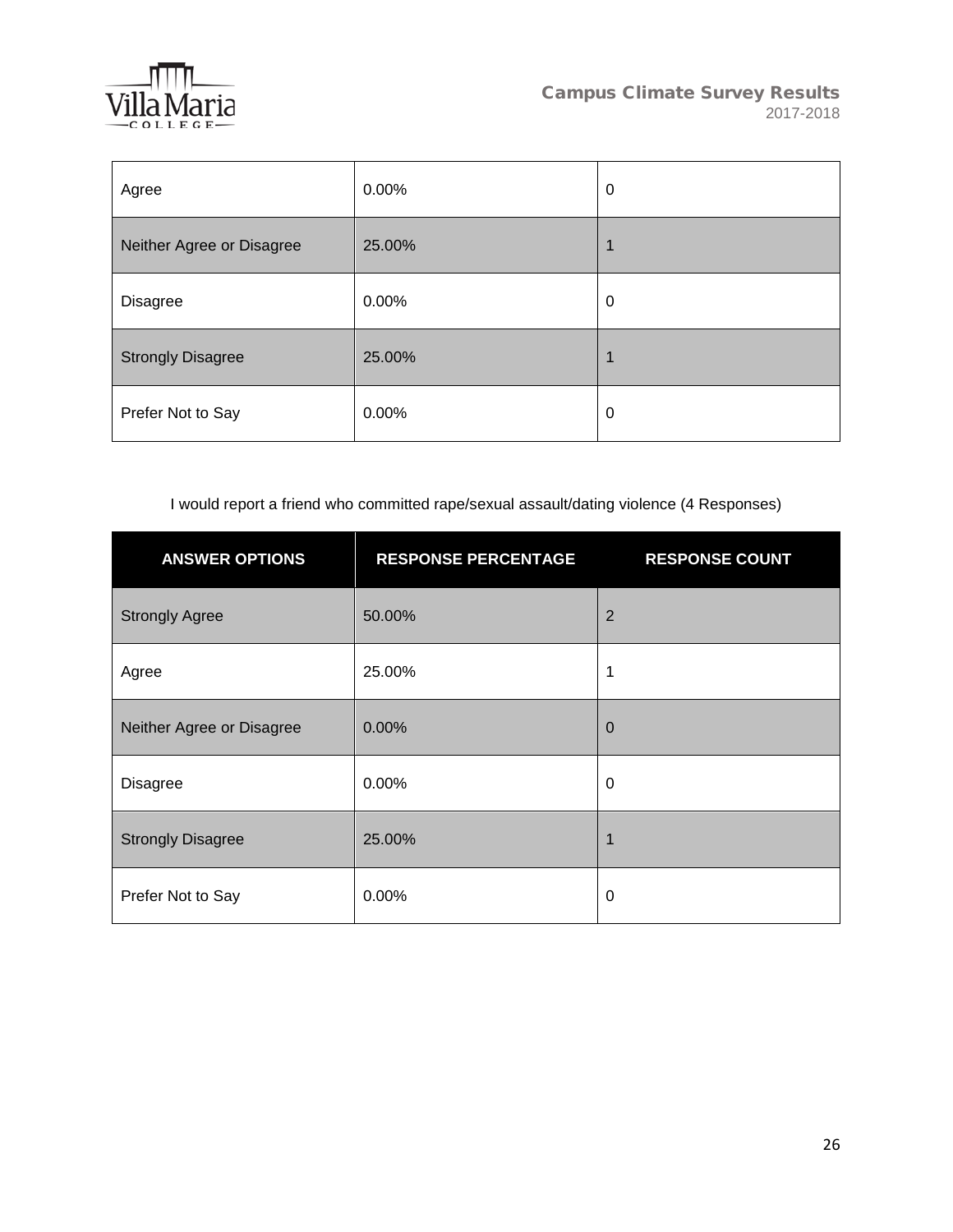| Agree | 0.00% | 0 |
| --- | --- | --- |
| Neither Agree or Disagree | 25.00% | 1 |
| Disagree | 0.00% | 0 |
| Strongly Disagree | 25.00% | 1 |
| Prefer Not to Say | 0.00% | 0 |

I would report a friend who committed rape/sexual assault/dating violence (4 Responses)

| ANSWER OPTIONS | RESPONSE PERCENTAGE | RESPONSE COUNT |
| --- | --- | --- |
| Strongly Agree | 50.00% | 2 |
| Agree | 25.00% | 1 |
| Neither Agree or Disagree | 0.00% | 0 |
| Disagree | 0.00% | 0 |
| Strongly Disagree | 25.00% | 1 |
| Prefer Not to Say | 0.00% | 0 |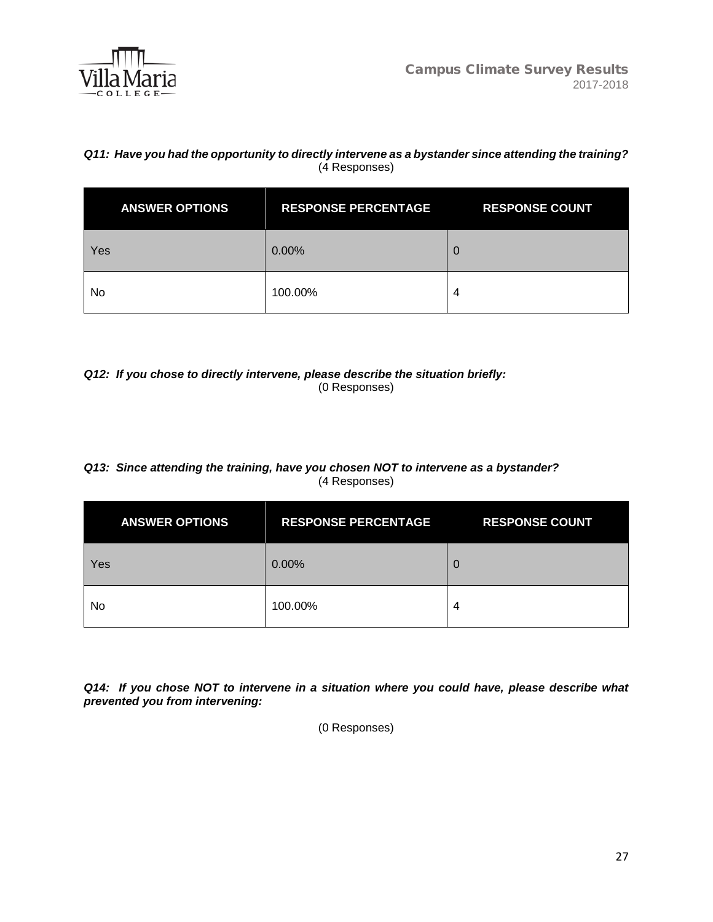***Q11: Have you had the opportunity to directly intervene as a bystander since attending the training?***
(4 Responses)

| ANSWER OPTIONS | RESPONSE PERCENTAGE | RESPONSE COUNT |
|---|---|---|
| Yes | 0.00% | 0 |
| No | 100.00% | 4 |

***Q12: If you chose to directly intervene, please describe the situation briefly:***
(0 Responses)

***Q13: Since attending the training, have you chosen NOT to intervene as a bystander?***
(4 Responses)

| ANSWER OPTIONS | RESPONSE PERCENTAGE | RESPONSE COUNT |
|---|---|---|
| Yes | 0.00% | 0 |
| No | 100.00% | 4 |

***Q14: If you chose NOT to intervene in a situation where you could have, please describe what prevented you from intervening:***

(0 Responses)